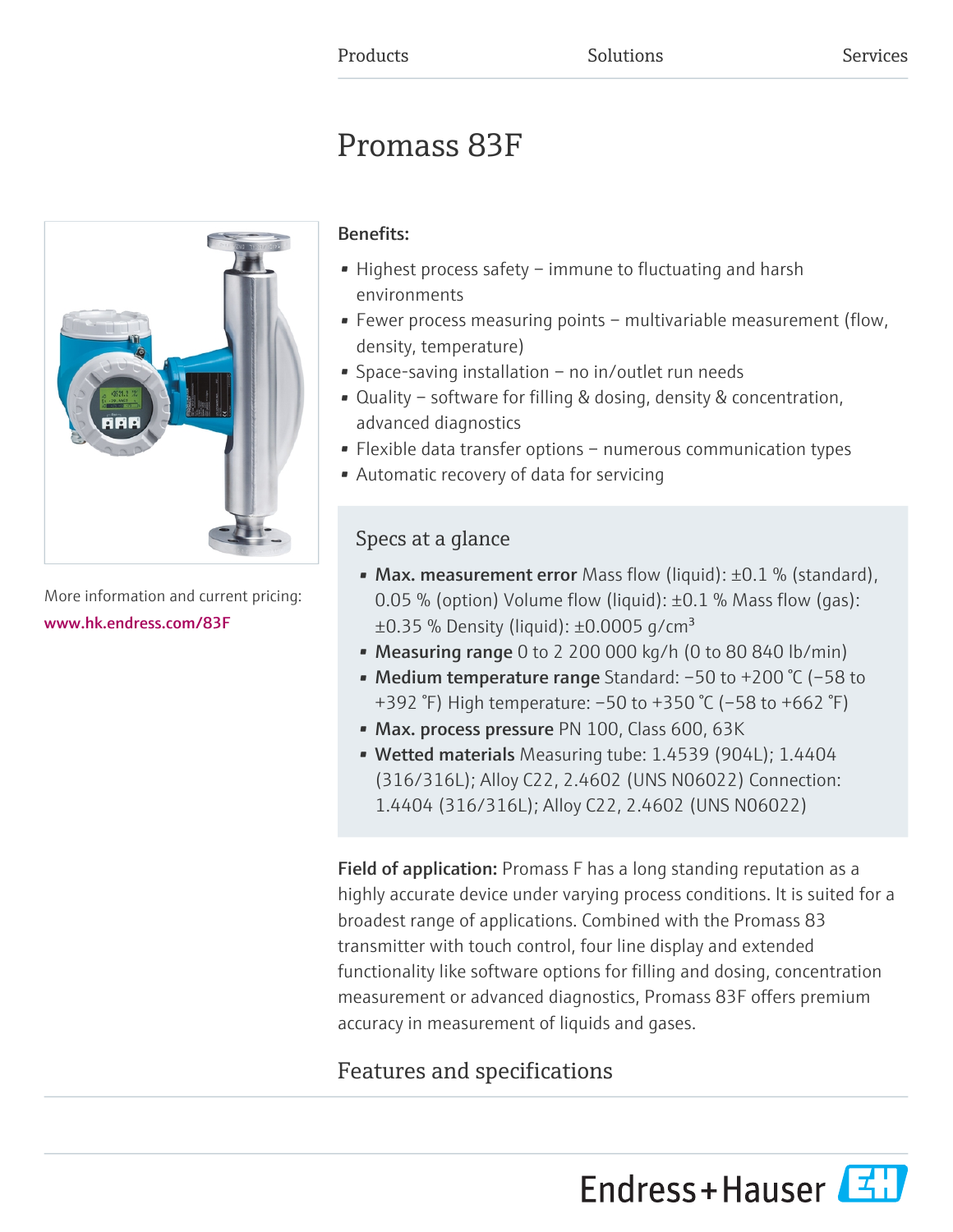Products Solutions Services

# Promass 83F

More information and current pricing:
www.hk.endress.com/83F

**Benefits:**

- Highest process safety – immune to fluctuating and harsh environments
- Fewer process measuring points – multivariable measurement (flow, density, temperature)
- Space-saving installation – no in/outlet run needs
- Quality – software for filling & dosing, density & concentration, advanced diagnostics
- Flexible data transfer options – numerous communication types
- Automatic recovery of data for servicing

## Specs at a glance

- **Max. measurement error** Mass flow (liquid): ±0.1 % (standard), 0.05 % (option) Volume flow (liquid): ±0.1 % Mass flow (gas): ±0.35 % Density (liquid): ±0.0005 g/cm³
- **Measuring range** 0 to 2 200 000 kg/h (0 to 80 840 lb/min)
- **Medium temperature range** Standard: –50 to +200 °C (–58 to +392 °F) High temperature: –50 to +350 °C (–58 to +662 °F)
- **Max. process pressure** PN 100, Class 600, 63K
- **Wetted materials** Measuring tube: 1.4539 (904L); 1.4404 (316/316L); Alloy C22, 2.4602 (UNS N06022) Connection: 1.4404 (316/316L); Alloy C22, 2.4602 (UNS N06022)

**Field of application:** Promass F has a long standing reputation as a highly accurate device under varying process conditions. It is suited for a broadest range of applications. Combined with the Promass 83 transmitter with touch control, four line display and extended functionality like software options for filling and dosing, concentration measurement or advanced diagnostics, Promass 83F offers premium accuracy in measurement of liquids and gases.

## Features and specifications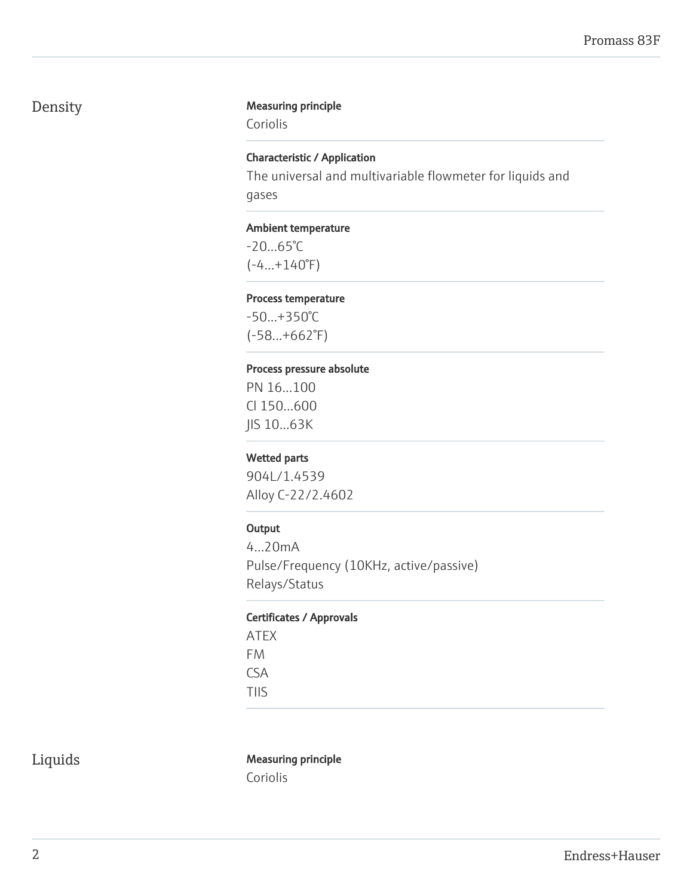## Density

**Measuring principle**

Coriolis

**Characteristic / Application**

The universal and multivariable flowmeter for liquids and gases

**Ambient temperature**

-20...65°C
(-4...+140°F)

**Process temperature**

-50...+350°C
(-58...+662°F)

**Process pressure absolute**

PN 16...100
Cl 150...600
JIS 10...63K

**Wetted parts**

904L/1.4539
Alloy C-22/2.4602

**Output**

4...20mA
Pulse/Frequency (10KHz, active/passive)
Relays/Status

**Certificates / Approvals**

ATEX
FM
CSA
TIIS

## Liquids

**Measuring principle**

Coriolis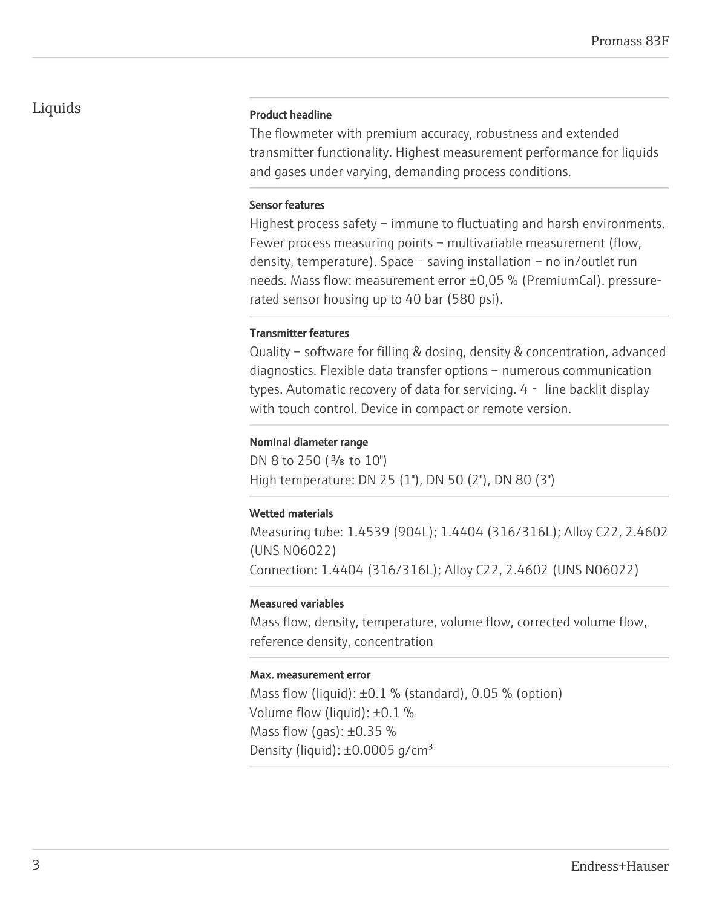## Liquids

**Product headline**

The flowmeter with premium accuracy, robustness and extended transmitter functionality. Highest measurement performance for liquids and gases under varying, demanding process conditions.

**Sensor features**

Highest process safety – immune to fluctuating and harsh environments. Fewer process measuring points – multivariable measurement (flow, density, temperature). Space‐saving installation – no in/outlet run needs. Mass flow: measurement error ±0,05 % (PremiumCal). pressure-rated sensor housing up to 40 bar (580 psi).

**Transmitter features**

Quality – software for filling & dosing, density & concentration, advanced diagnostics. Flexible data transfer options – numerous communication types. Automatic recovery of data for servicing. 4‐line backlit display with touch control. Device in compact or remote version.

**Nominal diameter range**

DN 8 to 250 (⅜ to 10")
High temperature: DN 25 (1"), DN 50 (2"), DN 80 (3")

**Wetted materials**

Measuring tube: 1.4539 (904L); 1.4404 (316/316L); Alloy C22, 2.4602 (UNS N06022)
Connection: 1.4404 (316/316L); Alloy C22, 2.4602 (UNS N06022)

**Measured variables**

Mass flow, density, temperature, volume flow, corrected volume flow, reference density, concentration

**Max. measurement error**

Mass flow (liquid): ±0.1 % (standard), 0.05 % (option)
Volume flow (liquid): ±0.1 %
Mass flow (gas): ±0.35 %
Density (liquid): ±0.0005 g/cm³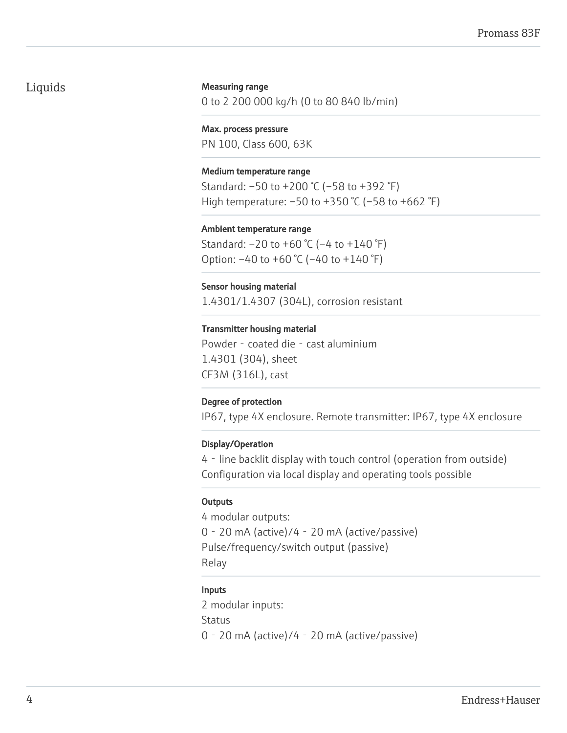## Liquids

**Measuring range**

0 to 2 200 000 kg/h (0 to 80 840 lb/min)

**Max. process pressure**

PN 100, Class 600, 63K

**Medium temperature range**

Standard: −50 to +200 °C (−58 to +392 °F)
High temperature: −50 to +350 °C (−58 to +662 °F)

**Ambient temperature range**

Standard: −20 to +60 °C (−4 to +140 °F)
Option: −40 to +60 °C (−40 to +140 °F)

**Sensor housing material**

1.4301/1.4307 (304L), corrosion resistant

**Transmitter housing material**

Powder‐coated die‐cast aluminium
1.4301 (304), sheet
CF3M (316L), cast

**Degree of protection**

IP67, type 4X enclosure. Remote transmitter: IP67, type 4X enclosure

**Display/Operation**

4‐line backlit display with touch control (operation from outside)
Configuration via local display and operating tools possible

**Outputs**

4 modular outputs:
0‐20 mA (active)/4‐20 mA (active/passive)
Pulse/frequency/switch output (passive)
Relay

**Inputs**

2 modular inputs:
Status
0‐20 mA (active)/4‐20 mA (active/passive)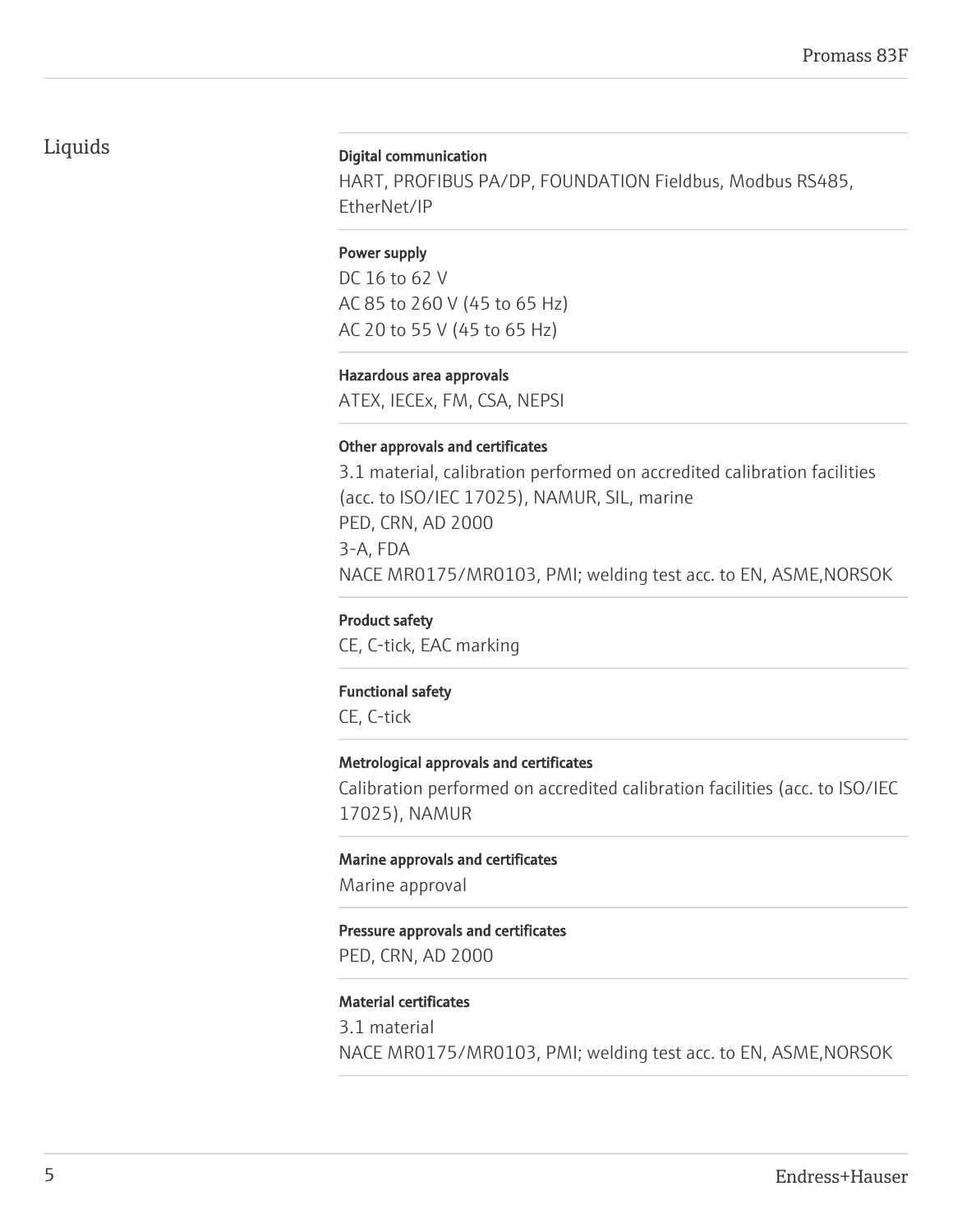## Liquids

#### Digital communication

HART, PROFIBUS PA/DP, FOUNDATION Fieldbus, Modbus RS485, EtherNet/IP

#### Power supply

DC 16 to 62 V
AC 85 to 260 V (45 to 65 Hz)
AC 20 to 55 V (45 to 65 Hz)

#### Hazardous area approvals

ATEX, IECEx, FM, CSA, NEPSI

#### Other approvals and certificates

3.1 material, calibration performed on accredited calibration facilities (acc. to ISO/IEC 17025), NAMUR, SIL, marine
PED, CRN, AD 2000
3-A, FDA
NACE MR0175/MR0103, PMI; welding test acc. to EN, ASME,NORSOK

#### Product safety

CE, C-tick, EAC marking

#### Functional safety

CE, C-tick

#### Metrological approvals and certificates

Calibration performed on accredited calibration facilities (acc. to ISO/IEC 17025), NAMUR

#### Marine approvals and certificates

Marine approval

#### Pressure approvals and certificates

PED, CRN, AD 2000

#### Material certificates

3.1 material
NACE MR0175/MR0103, PMI; welding test acc. to EN, ASME,NORSOK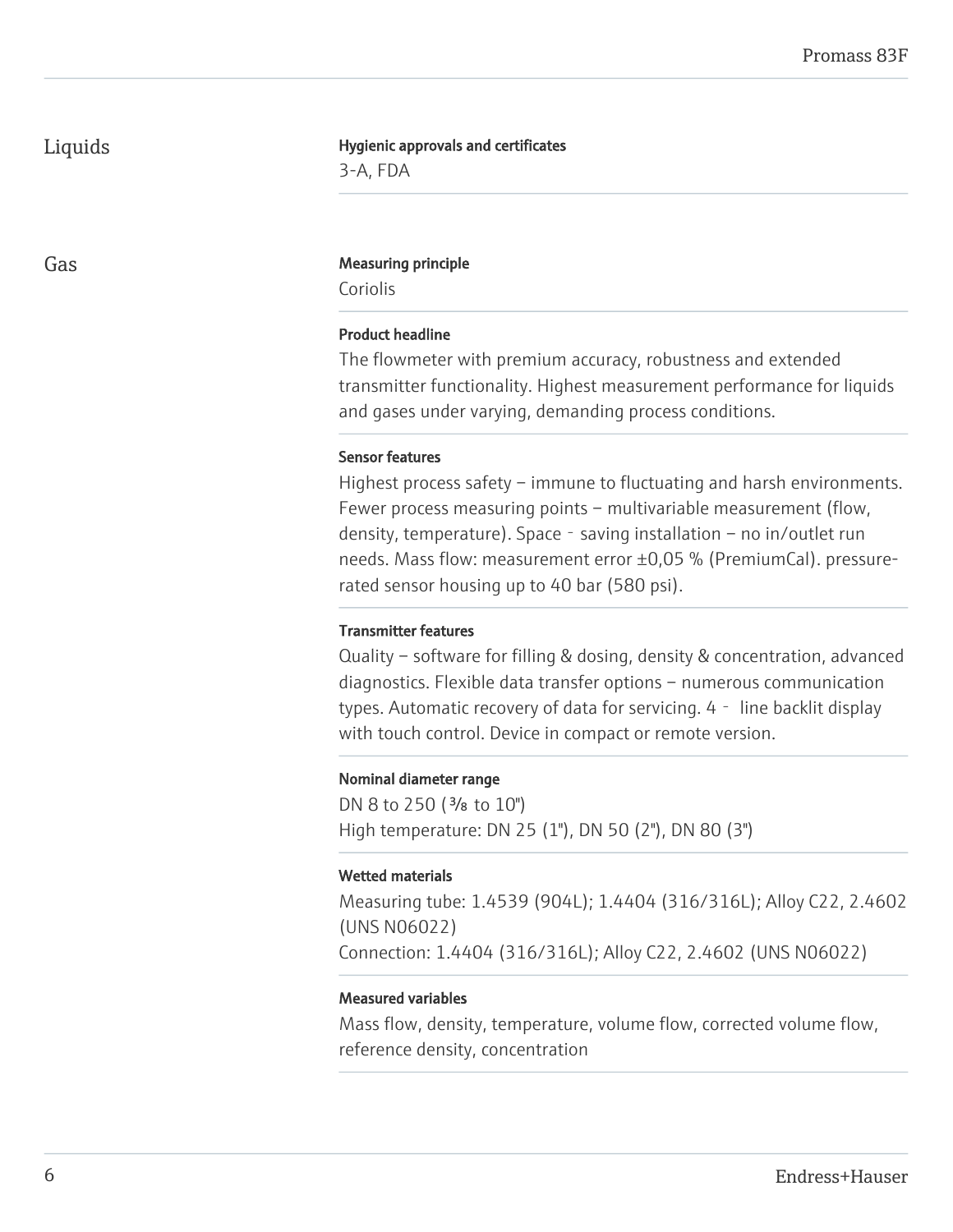## Liquids

**Hygienic approvals and certificates**

3-A, FDA

## Gas

**Measuring principle**

Coriolis

**Product headline**

The flowmeter with premium accuracy, robustness and extended transmitter functionality. Highest measurement performance for liquids and gases under varying, demanding process conditions.

**Sensor features**

Highest process safety – immune to fluctuating and harsh environments. Fewer process measuring points – multivariable measurement (flow, density, temperature). Space‐saving installation – no in/outlet run needs. Mass flow: measurement error ±0,05 % (PremiumCal). pressure-rated sensor housing up to 40 bar (580 psi).

**Transmitter features**

Quality – software for filling & dosing, density & concentration, advanced diagnostics. Flexible data transfer options – numerous communication types. Automatic recovery of data for servicing. 4‐ line backlit display with touch control. Device in compact or remote version.

**Nominal diameter range**

DN 8 to 250 (⅜ to 10")
High temperature: DN 25 (1"), DN 50 (2"), DN 80 (3")

**Wetted materials**

Measuring tube: 1.4539 (904L); 1.4404 (316/316L); Alloy C22, 2.4602 (UNS N06022)
Connection: 1.4404 (316/316L); Alloy C22, 2.4602 (UNS N06022)

**Measured variables**

Mass flow, density, temperature, volume flow, corrected volume flow, reference density, concentration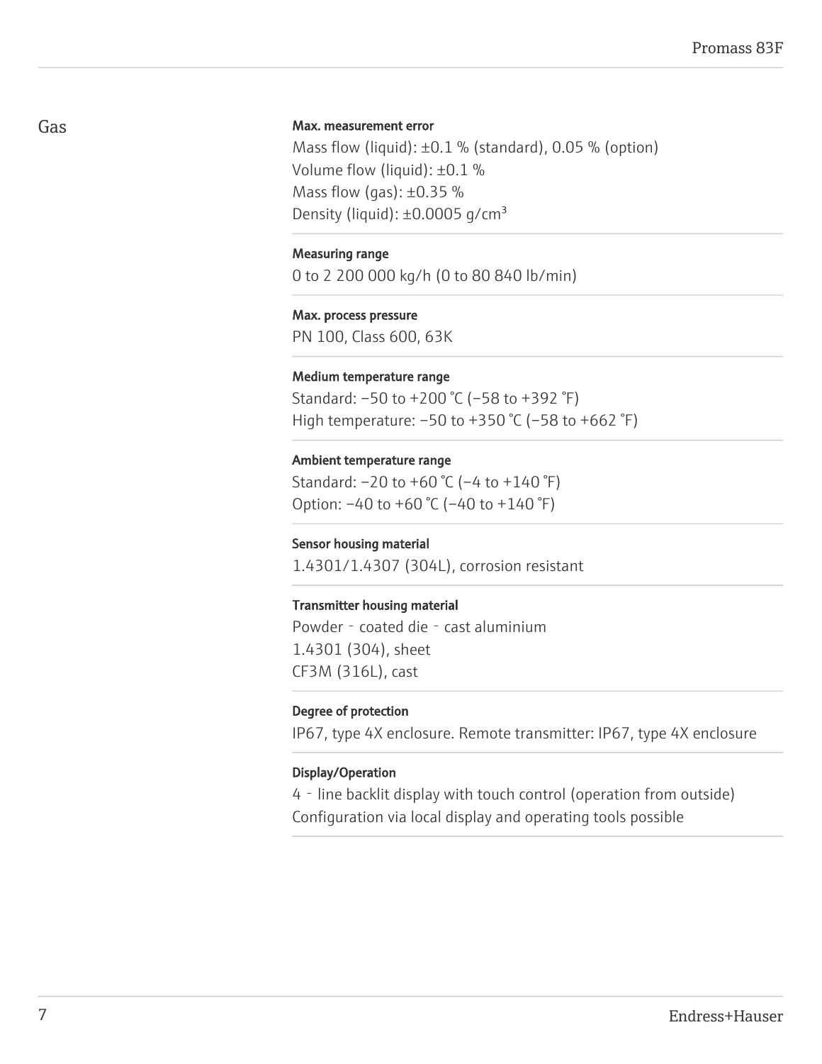## Gas

**Max. measurement error**

Mass flow (liquid): ±0.1 % (standard), 0.05 % (option)
Volume flow (liquid): ±0.1 %
Mass flow (gas): ±0.35 %
Density (liquid): ±0.0005 g/cm³

**Measuring range**

0 to 2 200 000 kg/h (0 to 80 840 lb/min)

**Max. process pressure**

PN 100, Class 600, 63K

**Medium temperature range**

Standard: −50 to +200 °C (−58 to +392 °F)
High temperature: −50 to +350 °C (−58 to +662 °F)

**Ambient temperature range**

Standard: −20 to +60 °C (−4 to +140 °F)
Option: −40 to +60 °C (−40 to +140 °F)

**Sensor housing material**

1.4301/1.4307 (304L), corrosion resistant

**Transmitter housing material**

Powder‐coated die‐cast aluminium
1.4301 (304), sheet
CF3M (316L), cast

**Degree of protection**

IP67, type 4X enclosure. Remote transmitter: IP67, type 4X enclosure

**Display/Operation**

4‐line backlit display with touch control (operation from outside)
Configuration via local display and operating tools possible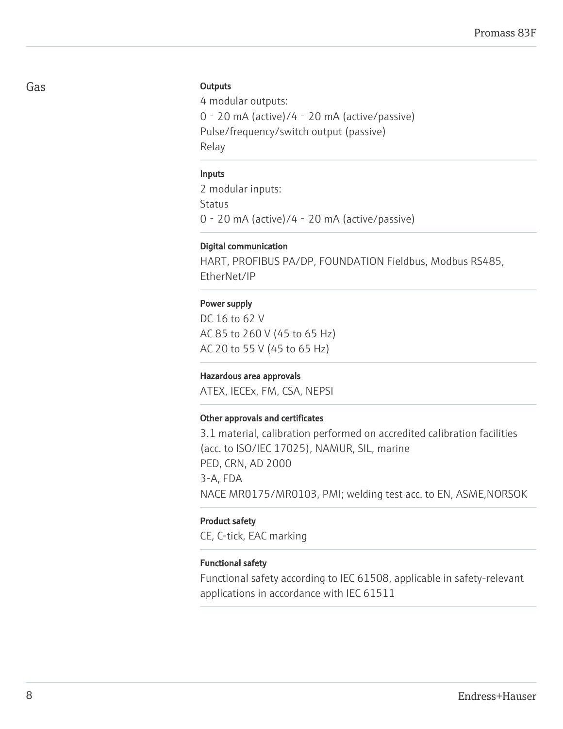## Gas

#### Outputs

4 modular outputs:
0 - 20 mA (active)/4 - 20 mA (active/passive)
Pulse/frequency/switch output (passive)
Relay

#### Inputs

2 modular inputs:
Status
0 - 20 mA (active)/4 - 20 mA (active/passive)

#### Digital communication

HART, PROFIBUS PA/DP, FOUNDATION Fieldbus, Modbus RS485, EtherNet/IP

#### Power supply

DC 16 to 62 V
AC 85 to 260 V (45 to 65 Hz)
AC 20 to 55 V (45 to 65 Hz)

#### Hazardous area approvals

ATEX, IECEx, FM, CSA, NEPSI

#### Other approvals and certificates

3.1 material, calibration performed on accredited calibration facilities (acc. to ISO/IEC 17025), NAMUR, SIL, marine
PED, CRN, AD 2000
3-A, FDA
NACE MR0175/MR0103, PMI; welding test acc. to EN, ASME,NORSOK

#### Product safety

CE, C-tick, EAC marking

#### Functional safety

Functional safety according to IEC 61508, applicable in safety-relevant applications in accordance with IEC 61511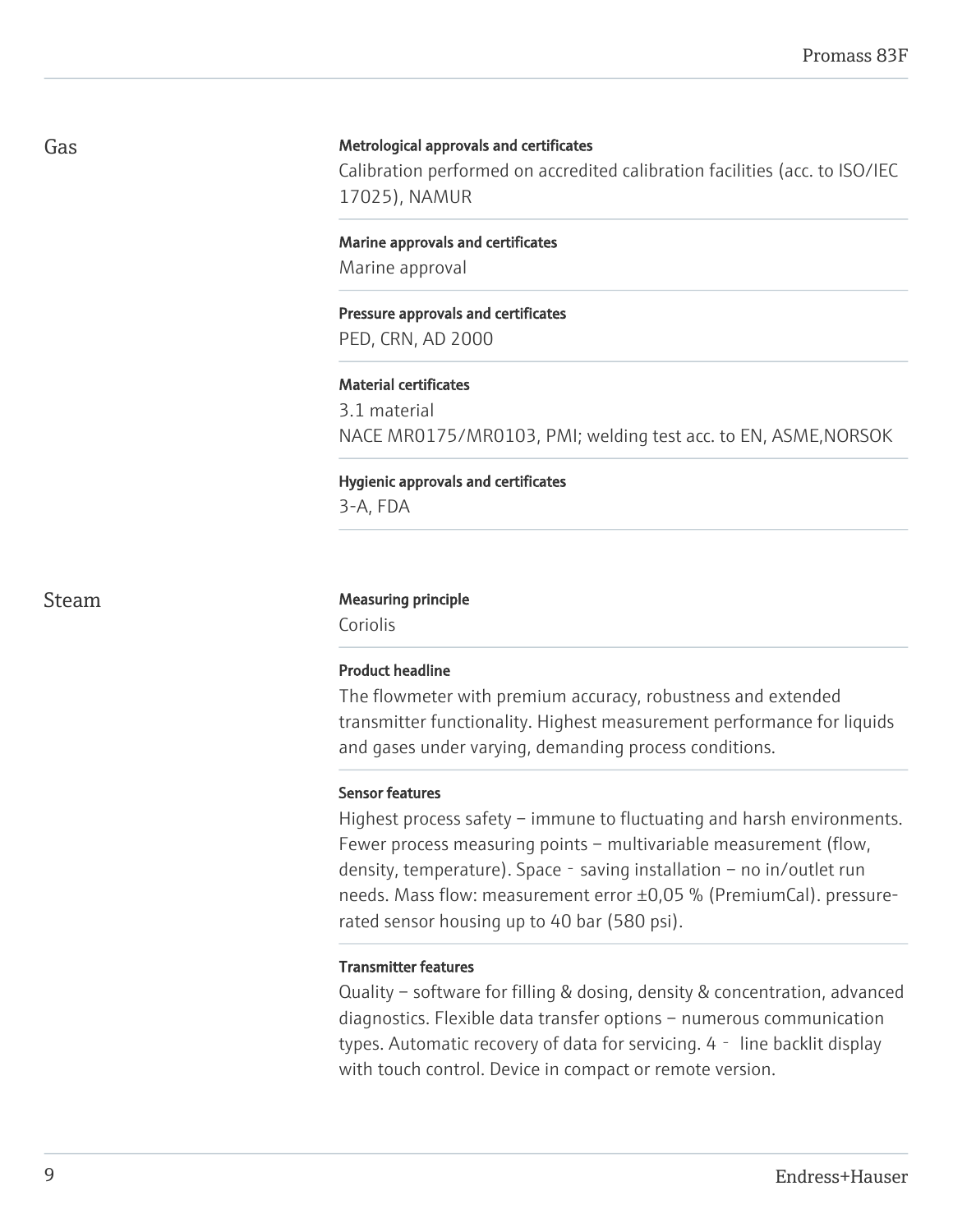## Gas

**Metrological approvals and certificates**

Calibration performed on accredited calibration facilities (acc. to ISO/IEC 17025), NAMUR

**Marine approvals and certificates**

Marine approval

**Pressure approvals and certificates**

PED, CRN, AD 2000

**Material certificates**

3.1 material
NACE MR0175/MR0103, PMI; welding test acc. to EN, ASME,NORSOK

**Hygienic approvals and certificates**

3-A, FDA

## Steam

**Measuring principle**

Coriolis

**Product headline**

The flowmeter with premium accuracy, robustness and extended transmitter functionality. Highest measurement performance for liquids and gases under varying, demanding process conditions.

**Sensor features**

Highest process safety – immune to fluctuating and harsh environments. Fewer process measuring points – multivariable measurement (flow, density, temperature). Space‐saving installation – no in/outlet run needs. Mass flow: measurement error ±0,05 % (PremiumCal). pressure-rated sensor housing up to 40 bar (580 psi).

**Transmitter features**

Quality – software for filling & dosing, density & concentration, advanced diagnostics. Flexible data transfer options – numerous communication types. Automatic recovery of data for servicing. 4‐ line backlit display with touch control. Device in compact or remote version.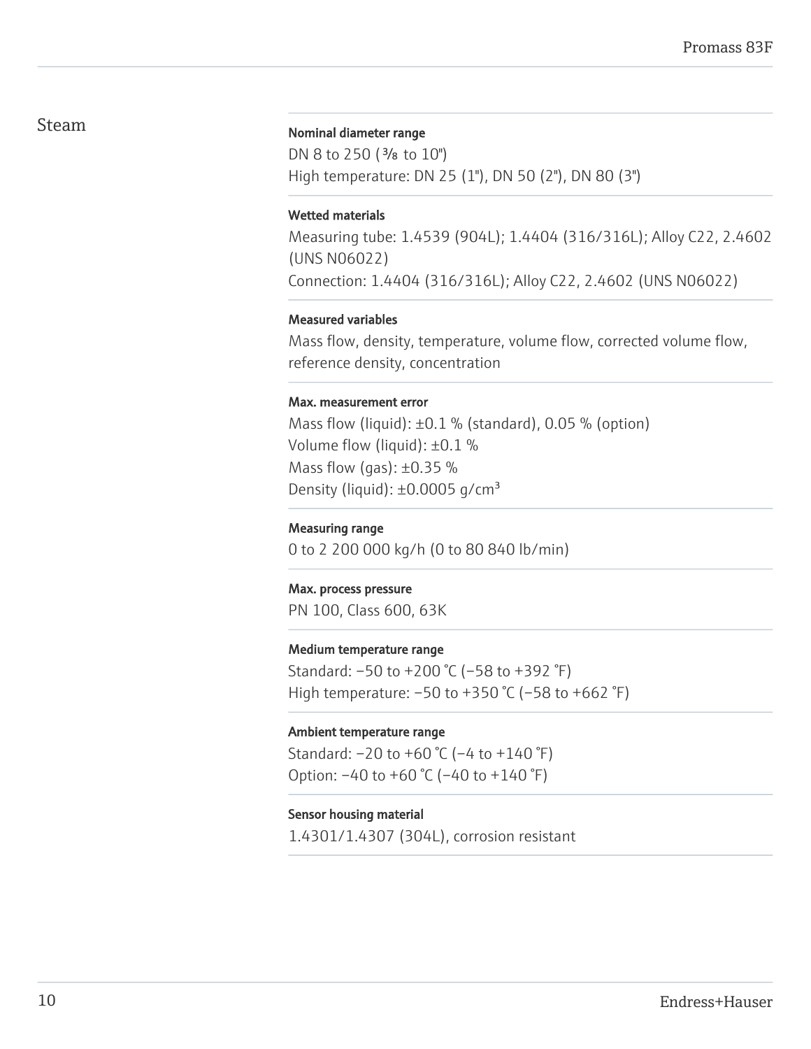## Steam

**Nominal diameter range**
DN 8 to 250 (⅜ to 10")
High temperature: DN 25 (1"), DN 50 (2"), DN 80 (3")

**Wetted materials**
Measuring tube: 1.4539 (904L); 1.4404 (316/316L); Alloy C22, 2.4602 (UNS N06022)
Connection: 1.4404 (316/316L); Alloy C22, 2.4602 (UNS N06022)

**Measured variables**
Mass flow, density, temperature, volume flow, corrected volume flow, reference density, concentration

**Max. measurement error**
Mass flow (liquid): ±0.1 % (standard), 0.05 % (option)
Volume flow (liquid): ±0.1 %
Mass flow (gas): ±0.35 %
Density (liquid): ±0.0005 g/cm³

**Measuring range**
0 to 2 200 000 kg/h (0 to 80 840 lb/min)

**Max. process pressure**
PN 100, Class 600, 63K

**Medium temperature range**
Standard: –50 to +200 °C (–58 to +392 °F)
High temperature: –50 to +350 °C (–58 to +662 °F)

**Ambient temperature range**
Standard: –20 to +60 °C (–4 to +140 °F)
Option: –40 to +60 °C (–40 to +140 °F)

**Sensor housing material**
1.4301/1.4307 (304L), corrosion resistant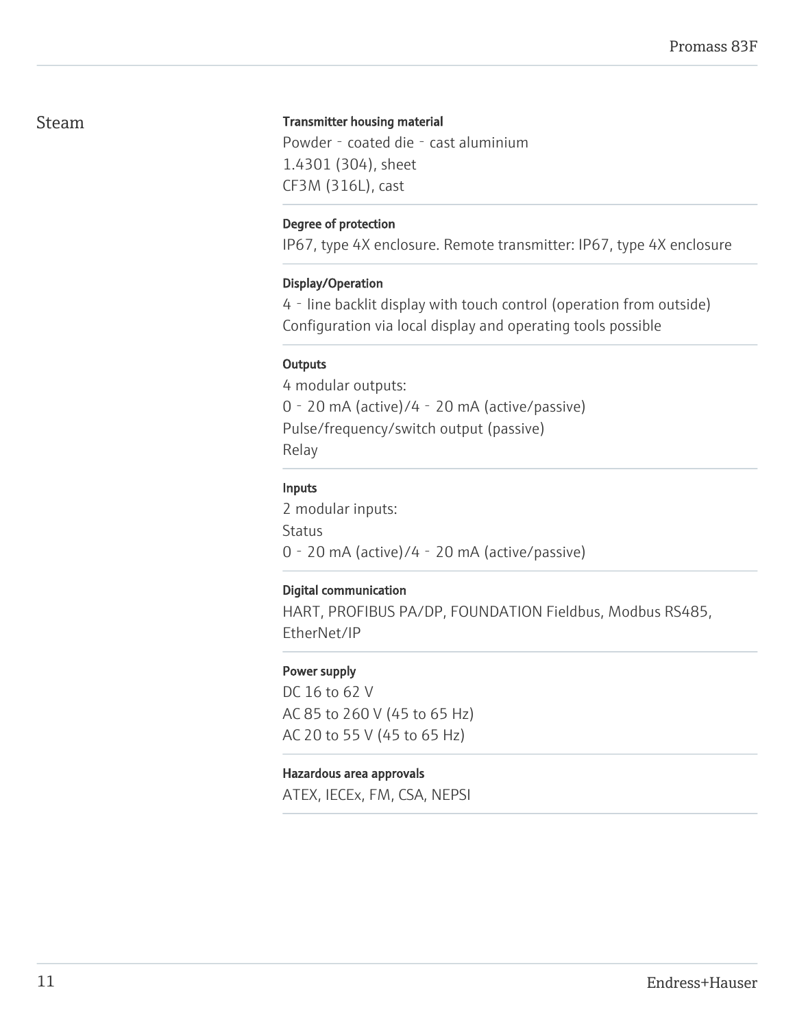## Steam

**Transmitter housing material**

Powder - coated die - cast aluminium
1.4301 (304), sheet
CF3M (316L), cast

**Degree of protection**

IP67, type 4X enclosure. Remote transmitter: IP67, type 4X enclosure

**Display/Operation**

4 - line backlit display with touch control (operation from outside)
Configuration via local display and operating tools possible

**Outputs**

4 modular outputs:
0 - 20 mA (active)/4 - 20 mA (active/passive)
Pulse/frequency/switch output (passive)
Relay

**Inputs**

2 modular inputs:
Status
0 - 20 mA (active)/4 - 20 mA (active/passive)

**Digital communication**

HART, PROFIBUS PA/DP, FOUNDATION Fieldbus, Modbus RS485, EtherNet/IP

**Power supply**

DC 16 to 62 V
AC 85 to 260 V (45 to 65 Hz)
AC 20 to 55 V (45 to 65 Hz)

**Hazardous area approvals**

ATEX, IECEx, FM, CSA, NEPSI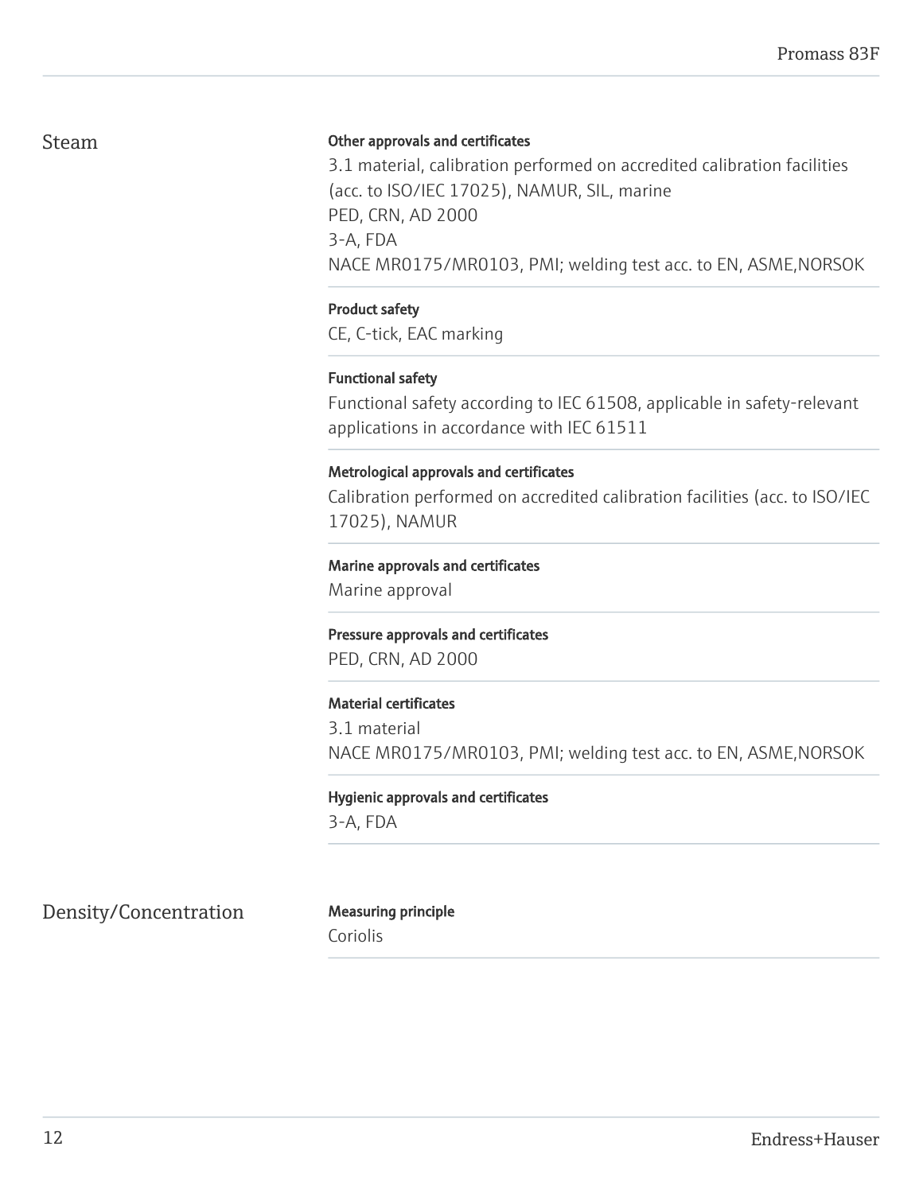## Steam

**Other approvals and certificates**

3.1 material, calibration performed on accredited calibration facilities (acc. to ISO/IEC 17025), NAMUR, SIL, marine
PED, CRN, AD 2000
3-A, FDA
NACE MR0175/MR0103, PMI; welding test acc. to EN, ASME,NORSOK

**Product safety**

CE, C-tick, EAC marking

**Functional safety**

Functional safety according to IEC 61508, applicable in safety-relevant applications in accordance with IEC 61511

**Metrological approvals and certificates**

Calibration performed on accredited calibration facilities (acc. to ISO/IEC 17025), NAMUR

**Marine approvals and certificates**

Marine approval

**Pressure approvals and certificates**

PED, CRN, AD 2000

**Material certificates**

3.1 material
NACE MR0175/MR0103, PMI; welding test acc. to EN, ASME,NORSOK

**Hygienic approvals and certificates**

3-A, FDA

## Density/Concentration

**Measuring principle**

Coriolis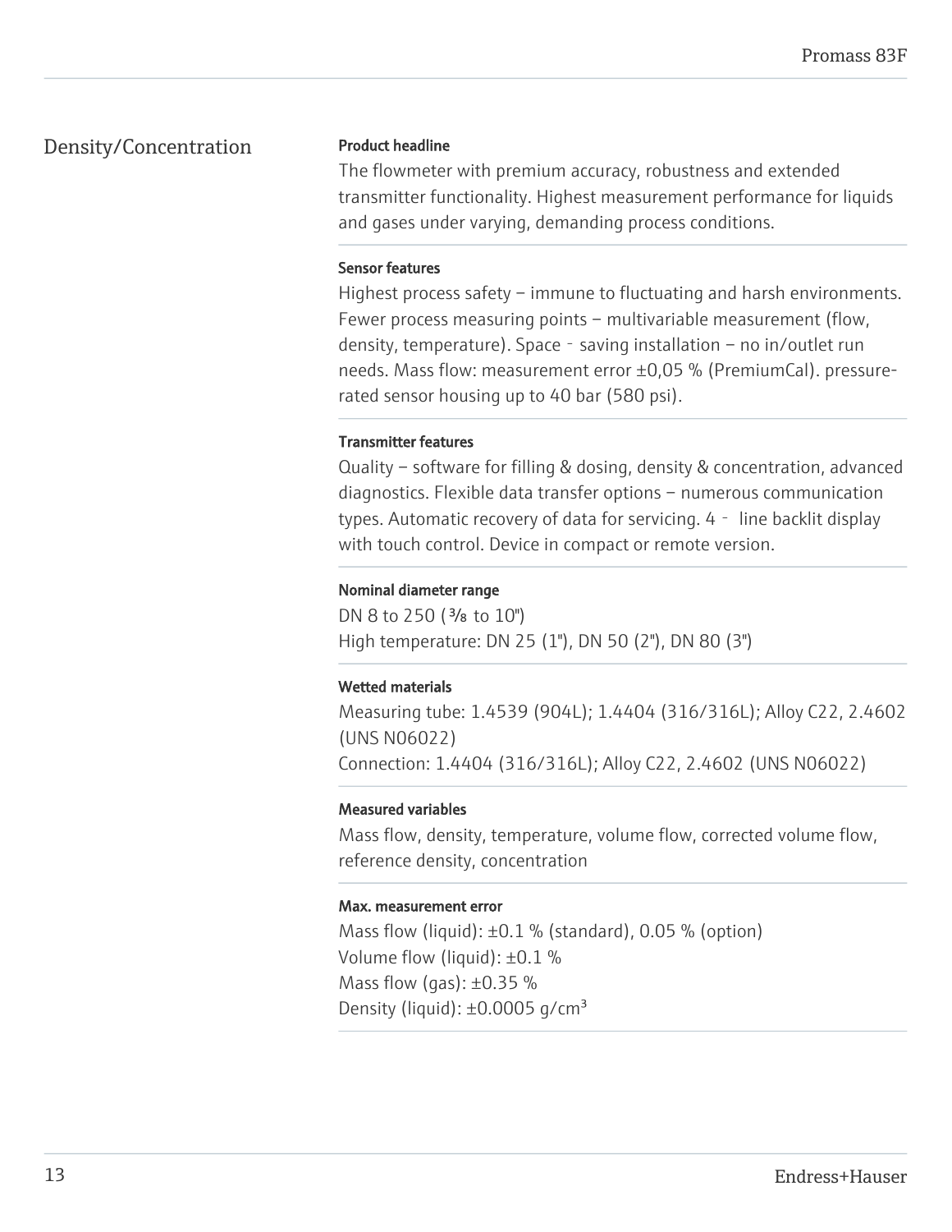## Density/Concentration

**Product headline**

The flowmeter with premium accuracy, robustness and extended transmitter functionality. Highest measurement performance for liquids and gases under varying, demanding process conditions.

**Sensor features**

Highest process safety – immune to fluctuating and harsh environments. Fewer process measuring points – multivariable measurement (flow, density, temperature). Space‑saving installation – no in/outlet run needs. Mass flow: measurement error ±0,05 % (PremiumCal). pressure-rated sensor housing up to 40 bar (580 psi).

**Transmitter features**

Quality – software for filling & dosing, density & concentration, advanced diagnostics. Flexible data transfer options – numerous communication types. Automatic recovery of data for servicing. 4‑ line backlit display with touch control. Device in compact or remote version.

**Nominal diameter range**

DN 8 to 250 (⅜ to 10")
High temperature: DN 25 (1"), DN 50 (2"), DN 80 (3")

**Wetted materials**

Measuring tube: 1.4539 (904L); 1.4404 (316/316L); Alloy C22, 2.4602 (UNS N06022)
Connection: 1.4404 (316/316L); Alloy C22, 2.4602 (UNS N06022)

**Measured variables**

Mass flow, density, temperature, volume flow, corrected volume flow, reference density, concentration

**Max. measurement error**

Mass flow (liquid): ±0.1 % (standard), 0.05 % (option)
Volume flow (liquid): ±0.1 %
Mass flow (gas): ±0.35 %
Density (liquid): ±0.0005 g/cm³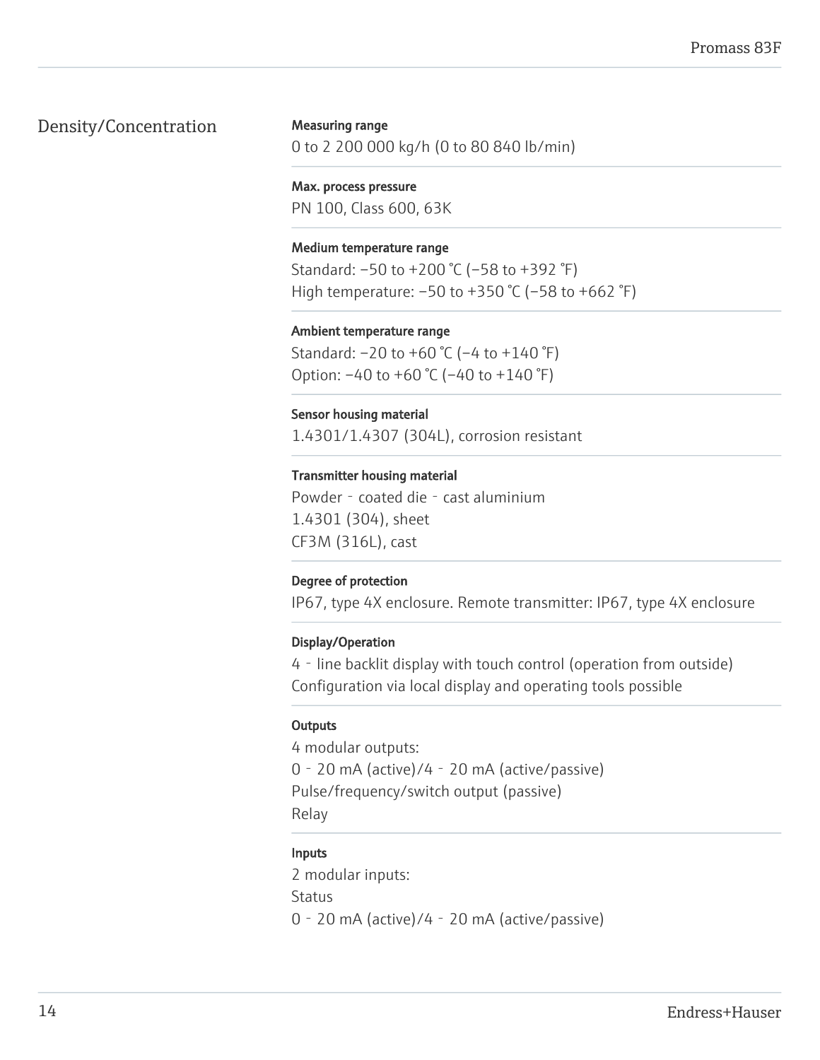## Density/Concentration

**Measuring range**

0 to 2 200 000 kg/h (0 to 80 840 lb/min)

**Max. process pressure**

PN 100, Class 600, 63K

**Medium temperature range**

Standard: –50 to +200 °C (–58 to +392 °F)
High temperature: –50 to +350 °C (–58 to +662 °F)

**Ambient temperature range**

Standard: –20 to +60 °C (–4 to +140 °F)
Option: –40 to +60 °C (–40 to +140 °F)

**Sensor housing material**

1.4301/1.4307 (304L), corrosion resistant

**Transmitter housing material**

Powder‐coated die‐cast aluminium
1.4301 (304), sheet
CF3M (316L), cast

**Degree of protection**

IP67, type 4X enclosure. Remote transmitter: IP67, type 4X enclosure

**Display/Operation**

4‐line backlit display with touch control (operation from outside)
Configuration via local display and operating tools possible

**Outputs**

4 modular outputs:
0‐20 mA (active)/4‐20 mA (active/passive)
Pulse/frequency/switch output (passive)
Relay

**Inputs**

2 modular inputs:
Status
0‐20 mA (active)/4‐20 mA (active/passive)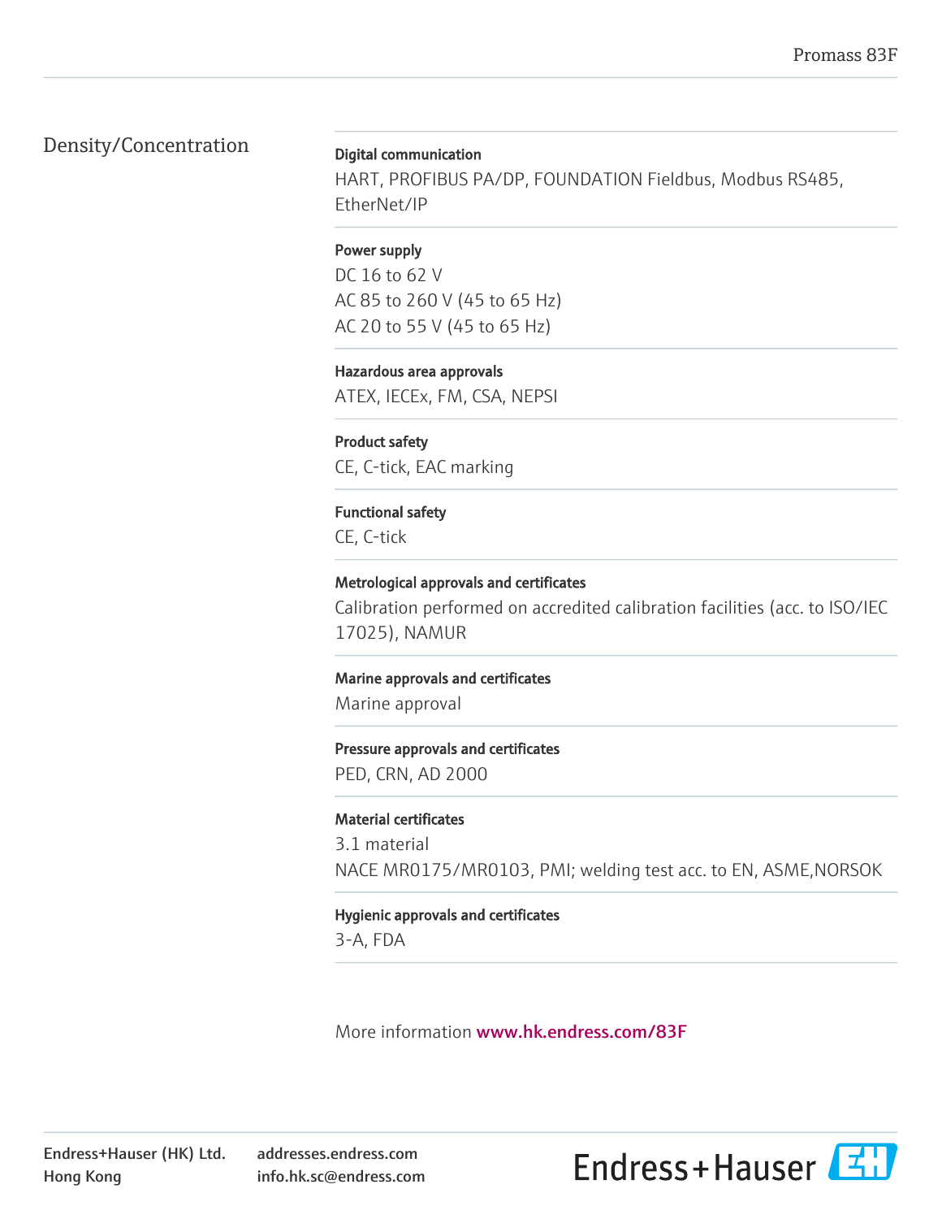## Density/Concentration

**Digital communication**
HART, PROFIBUS PA/DP, FOUNDATION Fieldbus, Modbus RS485, EtherNet/IP

**Power supply**
DC 16 to 62 V
AC 85 to 260 V (45 to 65 Hz)
AC 20 to 55 V (45 to 65 Hz)

**Hazardous area approvals**
ATEX, IECEx, FM, CSA, NEPSI

**Product safety**
CE, C-tick, EAC marking

**Functional safety**
CE, C-tick

**Metrological approvals and certificates**
Calibration performed on accredited calibration facilities (acc. to ISO/IEC 17025), NAMUR

**Marine approvals and certificates**
Marine approval

**Pressure approvals and certificates**
PED, CRN, AD 2000

**Material certificates**
3.1 material
NACE MR0175/MR0103, PMI; welding test acc. to EN, ASME,NORSOK

**Hygienic approvals and certificates**
3-A, FDA

More information **www.hk.endress.com/83F**

Endress+Hauser (HK) Ltd.
Hong Kong

addresses.endress.com
info.hk.sc@endress.com